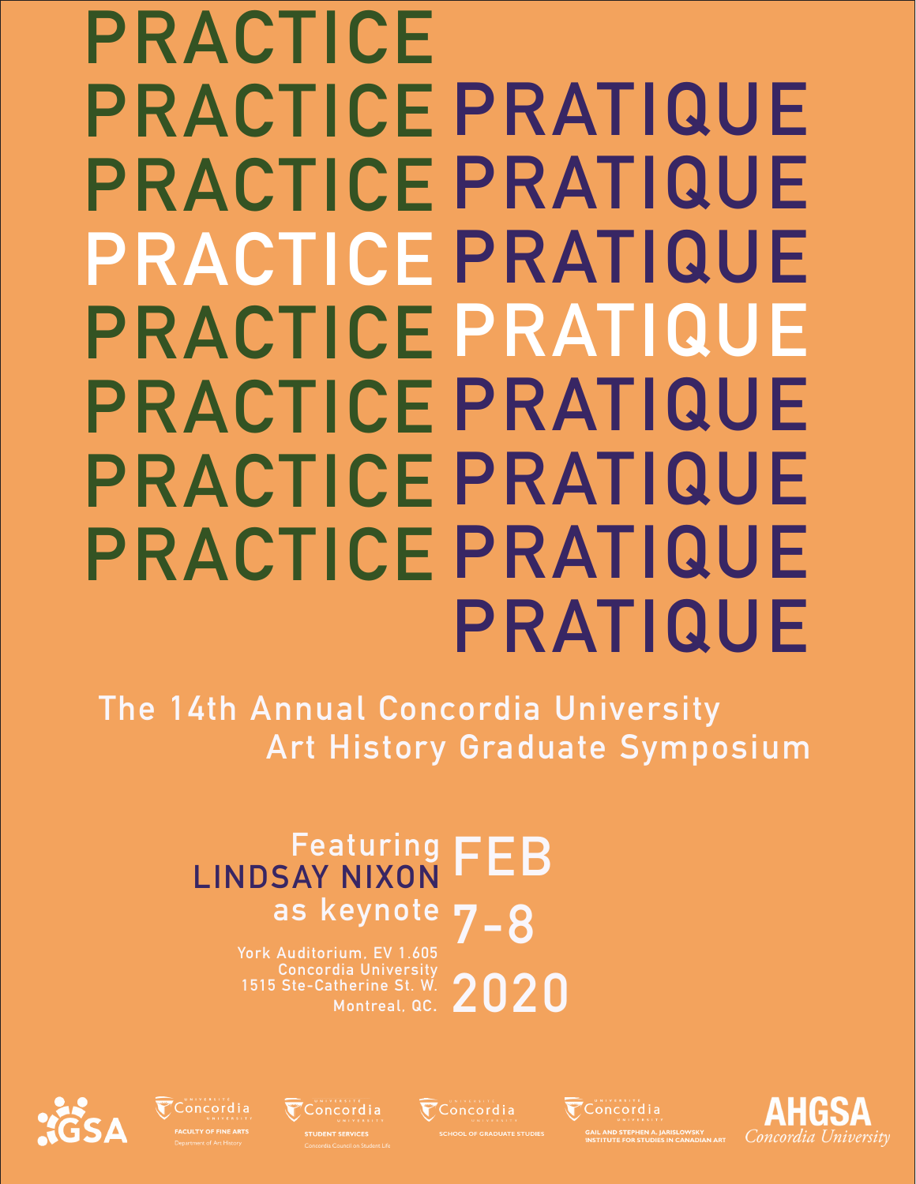# PRACTICE
# PRACTICE PRATIQUE
# PRACTICE PRATIQUE
# PRACTICE PRATIQUE
# PRACTICE PRATIQUE
# PRACTICE PRATIQUE
# PRACTICE PRATIQUE
# PRACTICE PRATIQUE
# PRATIQUE

## The 14th Annual Concordia University Art History Graduate Symposium

Featuring
**LINDSAY NIXON**
as keynote

York Auditorium, EV 1.605
Concordia University
1515 Ste-Catherine St. W.
Montreal, QC.

**FEB 7-8 2020**

GSA

Concordia University — Faculty of Fine Arts, Department of Art History

Concordia University — Student Services, Concordia Council on Student Life

Concordia University — School of Graduate Studies

Concordia University — Gail and Stephen A. Jarislowsky Institute for Studies in Canadian Art

AHGSA Concordia University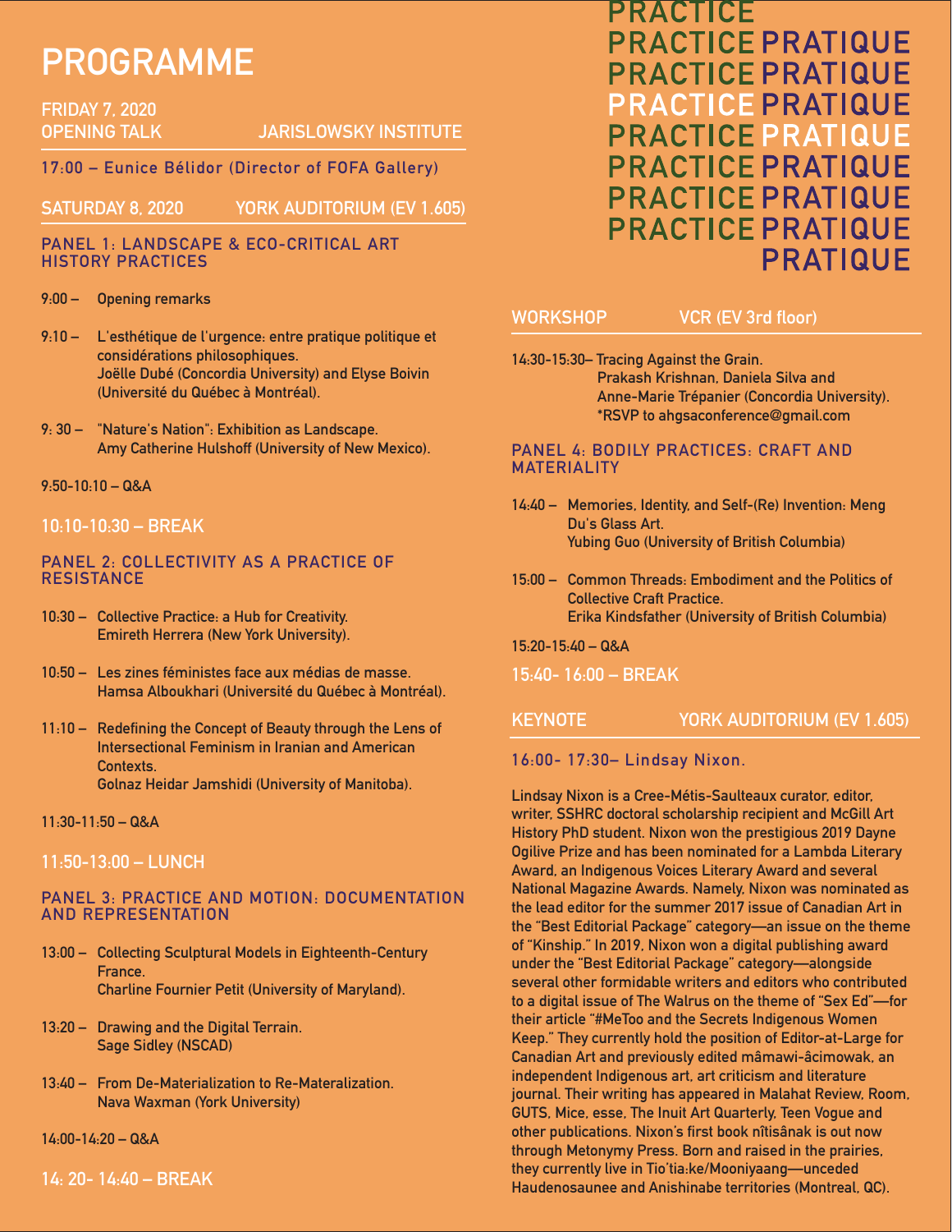# PROGRAMME

## FRIDAY 7, 2020

### OPENING TALK — JARISLOWSKY INSTITUTE

**17:00 – Eunice Bélidor (Director of FOFA Gallery)**

## SATURDAY 8, 2020 — YORK AUDITORIUM (EV 1.605)

### PANEL 1: LANDSCAPE & ECO-CRITICAL ART HISTORY PRACTICES

9:00 – Opening remarks

9:10 – L'esthétique de l'urgence: entre pratique politique et considérations philosophiques.
Joëlle Dubé (Concordia University) and Elyse Boivin (Université du Québec à Montréal).

9: 30 – "Nature's Nation": Exhibition as Landscape.
Amy Catherine Hulshoff (University of New Mexico).

9:50-10:10 – Q&A

**10:10-10:30 – BREAK**

### PANEL 2: COLLECTIVITY AS A PRACTICE OF RESISTANCE

10:30 – Collective Practice: a Hub for Creativity.
Emireth Herrera (New York University).

10:50 – Les zines féministes face aux médias de masse.
Hamsa Alboukhari (Université du Québec à Montréal).

11:10 – Redefining the Concept of Beauty through the Lens of Intersectional Feminism in Iranian and American Contexts.
Golnaz Heidar Jamshidi (University of Manitoba).

11:30-11:50 – Q&A

**11:50-13:00 – LUNCH**

### PANEL 3: PRACTICE AND MOTION: DOCUMENTATION AND REPRESENTATION

13:00 – Collecting Sculptural Models in Eighteenth-Century France.
Charline Fournier Petit (University of Maryland).

13:20 – Drawing and the Digital Terrain.
Sage Sidley (NSCAD)

13:40 – From De-Materialization to Re-Materalization.
Nava Waxman (York University)

14:00-14:20 – Q&A

**14: 20- 14:40 – BREAK**

PRACTICE
PRACTICE PRATIQUE
PRACTICE PRATIQUE
PRACTICE PRATIQUE
PRACTICE PRATIQUE
PRACTICE PRATIQUE
PRACTICE PRATIQUE
PRACTICE PRATIQUE
PRATIQUE

### WORKSHOP — VCR (EV 3rd floor)

14:30-15:30– Tracing Against the Grain.
Prakash Krishnan, Daniela Silva and Anne-Marie Trépanier (Concordia University).
*RSVP to ahgsaconference@gmail.com

### PANEL 4: BODILY PRACTICES: CRAFT AND MATERIALITY

14:40 – Memories, Identity, and Self-(Re) Invention: Meng Du's Glass Art.
Yubing Guo (University of British Columbia)

15:00 – Common Threads: Embodiment and the Politics of Collective Craft Practice.
Erika Kindsfather (University of British Columbia)

15:20-15:40 – Q&A

**15:40- 16:00 – BREAK**

### KEYNOTE — YORK AUDITORIUM (EV 1.605)

**16:00- 17:30– Lindsay Nixon.**

Lindsay Nixon is a Cree-Métis-Saulteaux curator, editor, writer, SSHRC doctoral scholarship recipient and McGill Art History PhD student. Nixon won the prestigious 2019 Dayne Ogilive Prize and has been nominated for a Lambda Literary Award, an Indigenous Voices Literary Award and several National Magazine Awards. Namely, Nixon was nominated as the lead editor for the summer 2017 issue of Canadian Art in the "Best Editorial Package" category—an issue on the theme of "Kinship." In 2019, Nixon won a digital publishing award under the "Best Editorial Package" category—alongside several other formidable writers and editors who contributed to a digital issue of The Walrus on the theme of "Sex Ed"—for their article "#MeToo and the Secrets Indigenous Women Keep." They currently hold the position of Editor-at-Large for Canadian Art and previously edited māmawi-âcimowak, an independent Indigenous art, art criticism and literature journal. Their writing has appeared in Malahat Review, Room, GUTS, Mice, esse, The Inuit Art Quarterly, Teen Vogue and other publications. Nixon's first book nîtisânak is out now through Metonymy Press. Born and raised in the prairies, they currently live in Tio'tia:ke/Mooniyaang—unceded Haudenosaunee and Anishinabe territories (Montreal, QC).